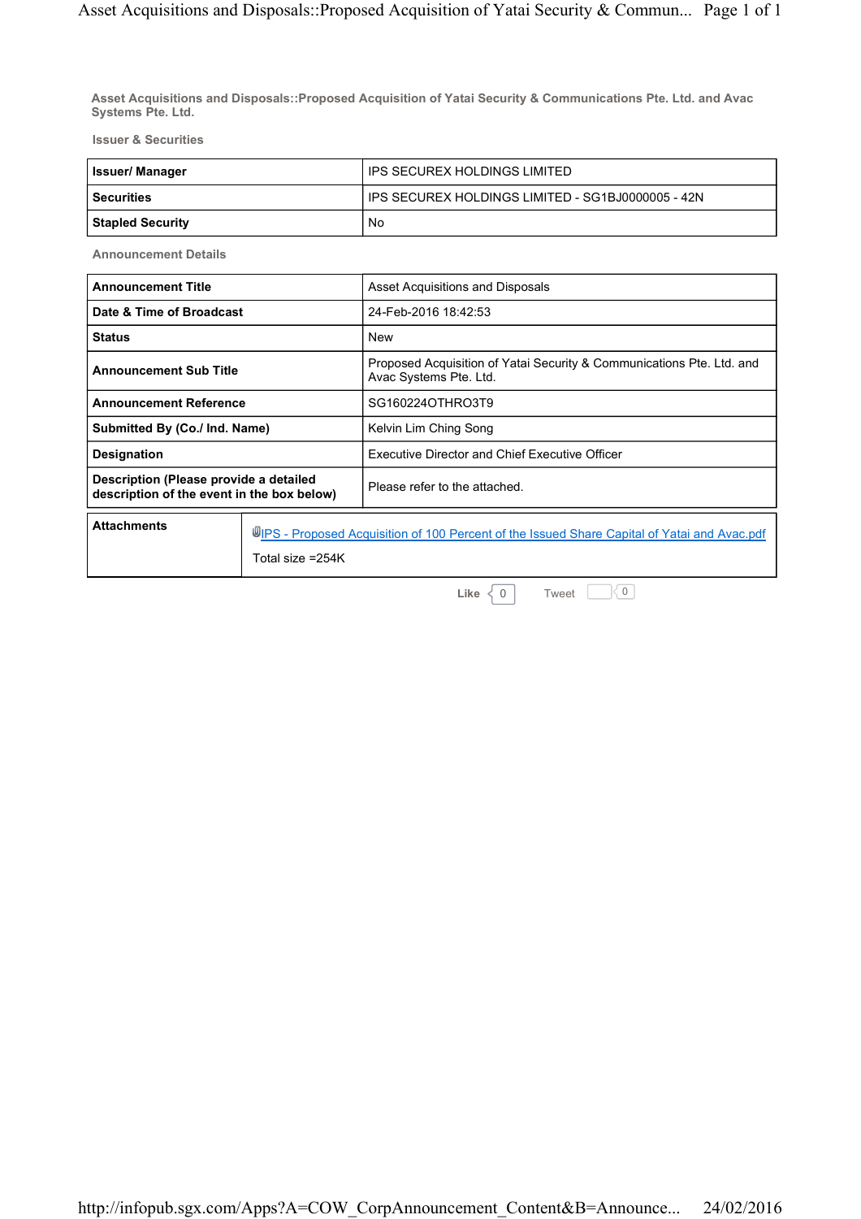**Asset Acquisitions and Disposals::Proposed Acquisition of Yatai Security & Communications Pte. Ltd. and Avac Systems Pte. Ltd.**

**Issuer & Securities**

| | |
|---|---|
| **Issuer/ Manager** | IPS SECUREX HOLDINGS LIMITED |
| **Securities** | IPS SECUREX HOLDINGS LIMITED - SG1BJ0000005 - 42N |
| **Stapled Security** | No |

**Announcement Details**

| | |
|---|---|
| **Announcement Title** | Asset Acquisitions and Disposals |
| **Date & Time of Broadcast** | 24-Feb-2016 18:42:53 |
| **Status** | New |
| **Announcement Sub Title** | Proposed Acquisition of Yatai Security & Communications Pte. Ltd. and Avac Systems Pte. Ltd. |
| **Announcement Reference** | SG160224OTHRO3T9 |
| **Submitted By (Co./ Ind. Name)** | Kelvin Lim Ching Song |
| **Designation** | Executive Director and Chief Executive Officer |
| **Description (Please provide a detailed description of the event in the box below)** | Please refer to the attached. |

| | |
|---|---|
| **Attachments** | IPS - Proposed Acquisition of 100 Percent of the Issued Share Capital of Yatai and Avac.pdf<br>Total size =254K |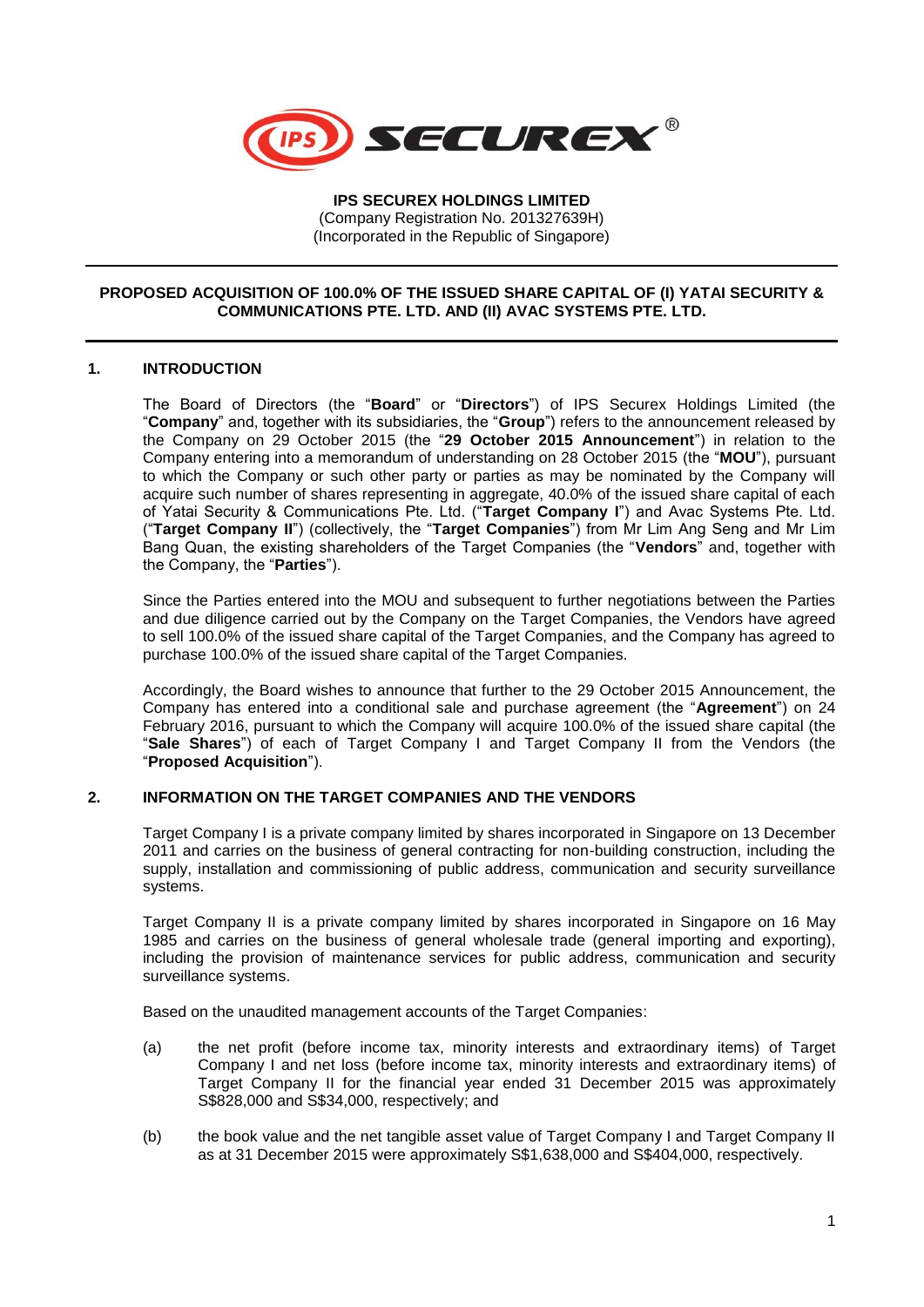**IPS SECUREX HOLDINGS LIMITED**
(Company Registration No. 201327639H)
(Incorporated in the Republic of Singapore)

---

**PROPOSED ACQUISITION OF 100.0% OF THE ISSUED SHARE CAPITAL OF (I) YATAI SECURITY & COMMUNICATIONS PTE. LTD. AND (II) AVAC SYSTEMS PTE. LTD.**

---

## 1. INTRODUCTION

The Board of Directors (the "**Board**" or "**Directors**") of IPS Securex Holdings Limited (the "**Company**" and, together with its subsidiaries, the "**Group**") refers to the announcement released by the Company on 29 October 2015 (the "**29 October 2015 Announcement**") in relation to the Company entering into a memorandum of understanding on 28 October 2015 (the "**MOU**"), pursuant to which the Company or such other party or parties as may be nominated by the Company will acquire such number of shares representing in aggregate, 40.0% of the issued share capital of each of Yatai Security & Communications Pte. Ltd. ("**Target Company I**") and Avac Systems Pte. Ltd. ("**Target Company II**") (collectively, the "**Target Companies**") from Mr Lim Ang Seng and Mr Lim Bang Quan, the existing shareholders of the Target Companies (the "**Vendors**" and, together with the Company, the "**Parties**").

Since the Parties entered into the MOU and subsequent to further negotiations between the Parties and due diligence carried out by the Company on the Target Companies, the Vendors have agreed to sell 100.0% of the issued share capital of the Target Companies, and the Company has agreed to purchase 100.0% of the issued share capital of the Target Companies.

Accordingly, the Board wishes to announce that further to the 29 October 2015 Announcement, the Company has entered into a conditional sale and purchase agreement (the "**Agreement**") on 24 February 2016, pursuant to which the Company will acquire 100.0% of the issued share capital (the "**Sale Shares**") of each of Target Company I and Target Company II from the Vendors (the "**Proposed Acquisition**").

## 2. INFORMATION ON THE TARGET COMPANIES AND THE VENDORS

Target Company I is a private company limited by shares incorporated in Singapore on 13 December 2011 and carries on the business of general contracting for non-building construction, including the supply, installation and commissioning of public address, communication and security surveillance systems.

Target Company II is a private company limited by shares incorporated in Singapore on 16 May 1985 and carries on the business of general wholesale trade (general importing and exporting), including the provision of maintenance services for public address, communication and security surveillance systems.

Based on the unaudited management accounts of the Target Companies:

(a) the net profit (before income tax, minority interests and extraordinary items) of Target Company I and net loss (before income tax, minority interests and extraordinary items) of Target Company II for the financial year ended 31 December 2015 was approximately S$828,000 and S$34,000, respectively; and

(b) the book value and the net tangible asset value of Target Company I and Target Company II as at 31 December 2015 were approximately S$1,638,000 and S$404,000, respectively.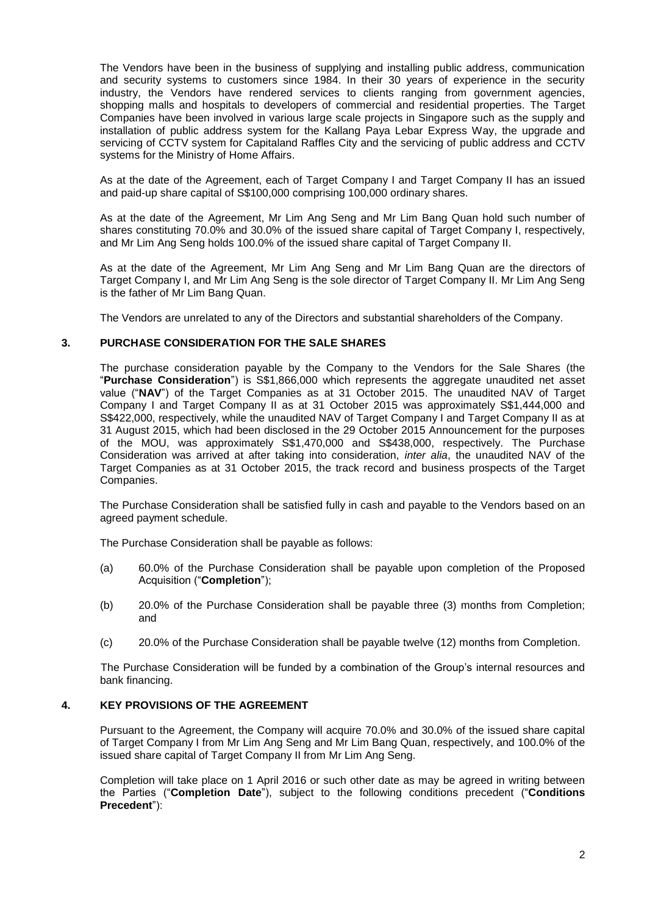The Vendors have been in the business of supplying and installing public address, communication and security systems to customers since 1984. In their 30 years of experience in the security industry, the Vendors have rendered services to clients ranging from government agencies, shopping malls and hospitals to developers of commercial and residential properties. The Target Companies have been involved in various large scale projects in Singapore such as the supply and installation of public address system for the Kallang Paya Lebar Express Way, the upgrade and servicing of CCTV system for Capitaland Raffles City and the servicing of public address and CCTV systems for the Ministry of Home Affairs.

As at the date of the Agreement, each of Target Company I and Target Company II has an issued and paid-up share capital of S$100,000 comprising 100,000 ordinary shares.

As at the date of the Agreement, Mr Lim Ang Seng and Mr Lim Bang Quan hold such number of shares constituting 70.0% and 30.0% of the issued share capital of Target Company I, respectively, and Mr Lim Ang Seng holds 100.0% of the issued share capital of Target Company II.

As at the date of the Agreement, Mr Lim Ang Seng and Mr Lim Bang Quan are the directors of Target Company I, and Mr Lim Ang Seng is the sole director of Target Company II. Mr Lim Ang Seng is the father of Mr Lim Bang Quan.

The Vendors are unrelated to any of the Directors and substantial shareholders of the Company.

## 3. PURCHASE CONSIDERATION FOR THE SALE SHARES

The purchase consideration payable by the Company to the Vendors for the Sale Shares (the "**Purchase Consideration**") is S$1,866,000 which represents the aggregate unaudited net asset value ("**NAV**") of the Target Companies as at 31 October 2015. The unaudited NAV of Target Company I and Target Company II as at 31 October 2015 was approximately S$1,444,000 and S$422,000, respectively, while the unaudited NAV of Target Company I and Target Company II as at 31 August 2015, which had been disclosed in the 29 October 2015 Announcement for the purposes of the MOU, was approximately S$1,470,000 and S$438,000, respectively. The Purchase Consideration was arrived at after taking into consideration, *inter alia*, the unaudited NAV of the Target Companies as at 31 October 2015, the track record and business prospects of the Target Companies.

The Purchase Consideration shall be satisfied fully in cash and payable to the Vendors based on an agreed payment schedule.

The Purchase Consideration shall be payable as follows:

(a) 60.0% of the Purchase Consideration shall be payable upon completion of the Proposed Acquisition ("**Completion**");

(b) 20.0% of the Purchase Consideration shall be payable three (3) months from Completion; and

(c) 20.0% of the Purchase Consideration shall be payable twelve (12) months from Completion.

The Purchase Consideration will be funded by a combination of the Group's internal resources and bank financing.

## 4. KEY PROVISIONS OF THE AGREEMENT

Pursuant to the Agreement, the Company will acquire 70.0% and 30.0% of the issued share capital of Target Company I from Mr Lim Ang Seng and Mr Lim Bang Quan, respectively, and 100.0% of the issued share capital of Target Company II from Mr Lim Ang Seng.

Completion will take place on 1 April 2016 or such other date as may be agreed in writing between the Parties ("**Completion Date**"), subject to the following conditions precedent ("**Conditions Precedent**"):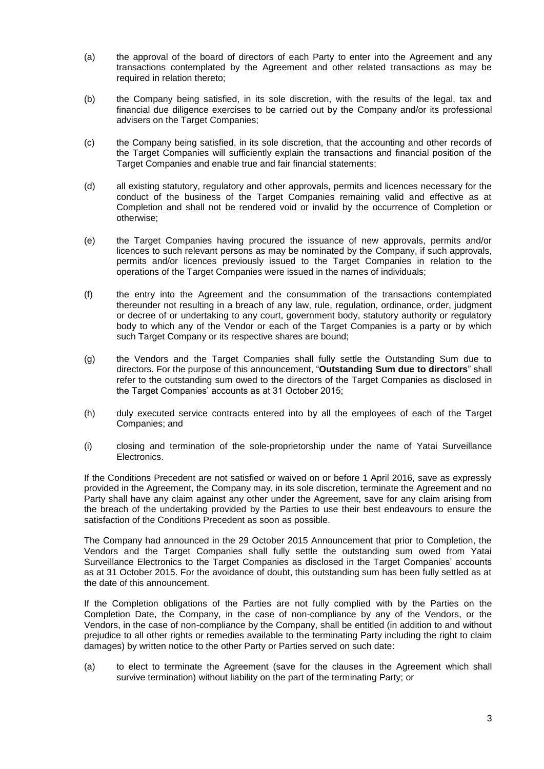(a) the approval of the board of directors of each Party to enter into the Agreement and any transactions contemplated by the Agreement and other related transactions as may be required in relation thereto;

(b) the Company being satisfied, in its sole discretion, with the results of the legal, tax and financial due diligence exercises to be carried out by the Company and/or its professional advisers on the Target Companies;

(c) the Company being satisfied, in its sole discretion, that the accounting and other records of the Target Companies will sufficiently explain the transactions and financial position of the Target Companies and enable true and fair financial statements;

(d) all existing statutory, regulatory and other approvals, permits and licences necessary for the conduct of the business of the Target Companies remaining valid and effective as at Completion and shall not be rendered void or invalid by the occurrence of Completion or otherwise;

(e) the Target Companies having procured the issuance of new approvals, permits and/or licences to such relevant persons as may be nominated by the Company, if such approvals, permits and/or licences previously issued to the Target Companies in relation to the operations of the Target Companies were issued in the names of individuals;

(f) the entry into the Agreement and the consummation of the transactions contemplated thereunder not resulting in a breach of any law, rule, regulation, ordinance, order, judgment or decree of or undertaking to any court, government body, statutory authority or regulatory body to which any of the Vendor or each of the Target Companies is a party or by which such Target Company or its respective shares are bound;

(g) the Vendors and the Target Companies shall fully settle the Outstanding Sum due to directors. For the purpose of this announcement, "**Outstanding Sum due to directors**" shall refer to the outstanding sum owed to the directors of the Target Companies as disclosed in the Target Companies' accounts as at 31 October 2015;

(h) duly executed service contracts entered into by all the employees of each of the Target Companies; and

(i) closing and termination of the sole-proprietorship under the name of Yatai Surveillance Electronics.

If the Conditions Precedent are not satisfied or waived on or before 1 April 2016, save as expressly provided in the Agreement, the Company may, in its sole discretion, terminate the Agreement and no Party shall have any claim against any other under the Agreement, save for any claim arising from the breach of the undertaking provided by the Parties to use their best endeavours to ensure the satisfaction of the Conditions Precedent as soon as possible.

The Company had announced in the 29 October 2015 Announcement that prior to Completion, the Vendors and the Target Companies shall fully settle the outstanding sum owed from Yatai Surveillance Electronics to the Target Companies as disclosed in the Target Companies' accounts as at 31 October 2015. For the avoidance of doubt, this outstanding sum has been fully settled as at the date of this announcement.

If the Completion obligations of the Parties are not fully complied with by the Parties on the Completion Date, the Company, in the case of non-compliance by any of the Vendors, or the Vendors, in the case of non-compliance by the Company, shall be entitled (in addition to and without prejudice to all other rights or remedies available to the terminating Party including the right to claim damages) by written notice to the other Party or Parties served on such date:

(a) to elect to terminate the Agreement (save for the clauses in the Agreement which shall survive termination) without liability on the part of the terminating Party; or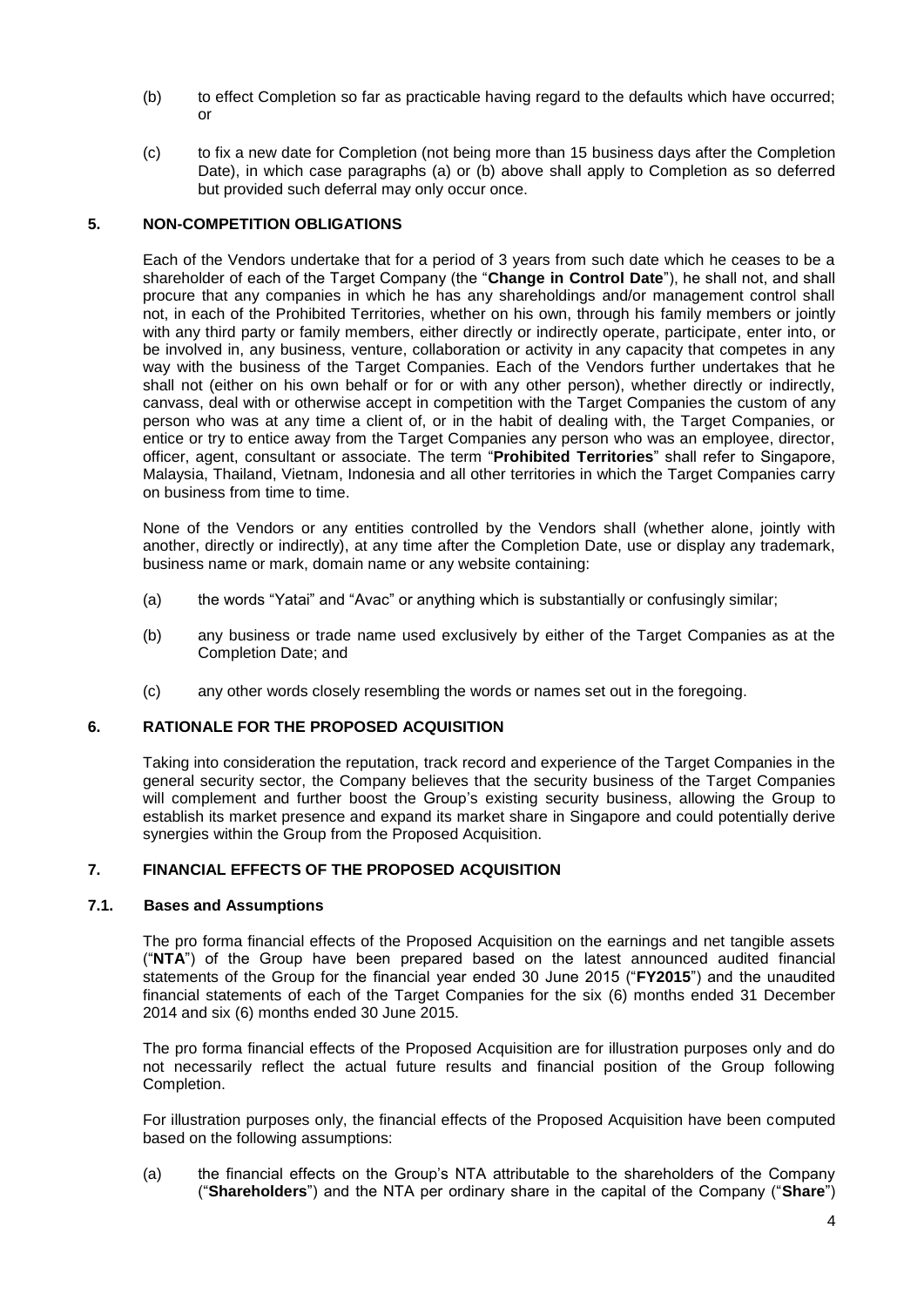(b) to effect Completion so far as practicable having regard to the defaults which have occurred; or

(c) to fix a new date for Completion (not being more than 15 business days after the Completion Date), in which case paragraphs (a) or (b) above shall apply to Completion as so deferred but provided such deferral may only occur once.

## 5. NON-COMPETITION OBLIGATIONS

Each of the Vendors undertake that for a period of 3 years from such date which he ceases to be a shareholder of each of the Target Company (the "**Change in Control Date**"), he shall not, and shall procure that any companies in which he has any shareholdings and/or management control shall not, in each of the Prohibited Territories, whether on his own, through his family members or jointly with any third party or family members, either directly or indirectly operate, participate, enter into, or be involved in, any business, venture, collaboration or activity in any capacity that competes in any way with the business of the Target Companies. Each of the Vendors further undertakes that he shall not (either on his own behalf or for or with any other person), whether directly or indirectly, canvass, deal with or otherwise accept in competition with the Target Companies the custom of any person who was at any time a client of, or in the habit of dealing with, the Target Companies, or entice or try to entice away from the Target Companies any person who was an employee, director, officer, agent, consultant or associate. The term "**Prohibited Territories**" shall refer to Singapore, Malaysia, Thailand, Vietnam, Indonesia and all other territories in which the Target Companies carry on business from time to time.

None of the Vendors or any entities controlled by the Vendors shall (whether alone, jointly with another, directly or indirectly), at any time after the Completion Date, use or display any trademark, business name or mark, domain name or any website containing:

(a) the words "Yatai" and "Avac" or anything which is substantially or confusingly similar;

(b) any business or trade name used exclusively by either of the Target Companies as at the Completion Date; and

(c) any other words closely resembling the words or names set out in the foregoing.

## 6. RATIONALE FOR THE PROPOSED ACQUISITION

Taking into consideration the reputation, track record and experience of the Target Companies in the general security sector, the Company believes that the security business of the Target Companies will complement and further boost the Group's existing security business, allowing the Group to establish its market presence and expand its market share in Singapore and could potentially derive synergies within the Group from the Proposed Acquisition.

## 7. FINANCIAL EFFECTS OF THE PROPOSED ACQUISITION

### 7.1. Bases and Assumptions

The pro forma financial effects of the Proposed Acquisition on the earnings and net tangible assets ("**NTA**") of the Group have been prepared based on the latest announced audited financial statements of the Group for the financial year ended 30 June 2015 ("**FY2015**") and the unaudited financial statements of each of the Target Companies for the six (6) months ended 31 December 2014 and six (6) months ended 30 June 2015.

The pro forma financial effects of the Proposed Acquisition are for illustration purposes only and do not necessarily reflect the actual future results and financial position of the Group following Completion.

For illustration purposes only, the financial effects of the Proposed Acquisition have been computed based on the following assumptions:

(a) the financial effects on the Group's NTA attributable to the shareholders of the Company ("**Shareholders**") and the NTA per ordinary share in the capital of the Company ("**Share**")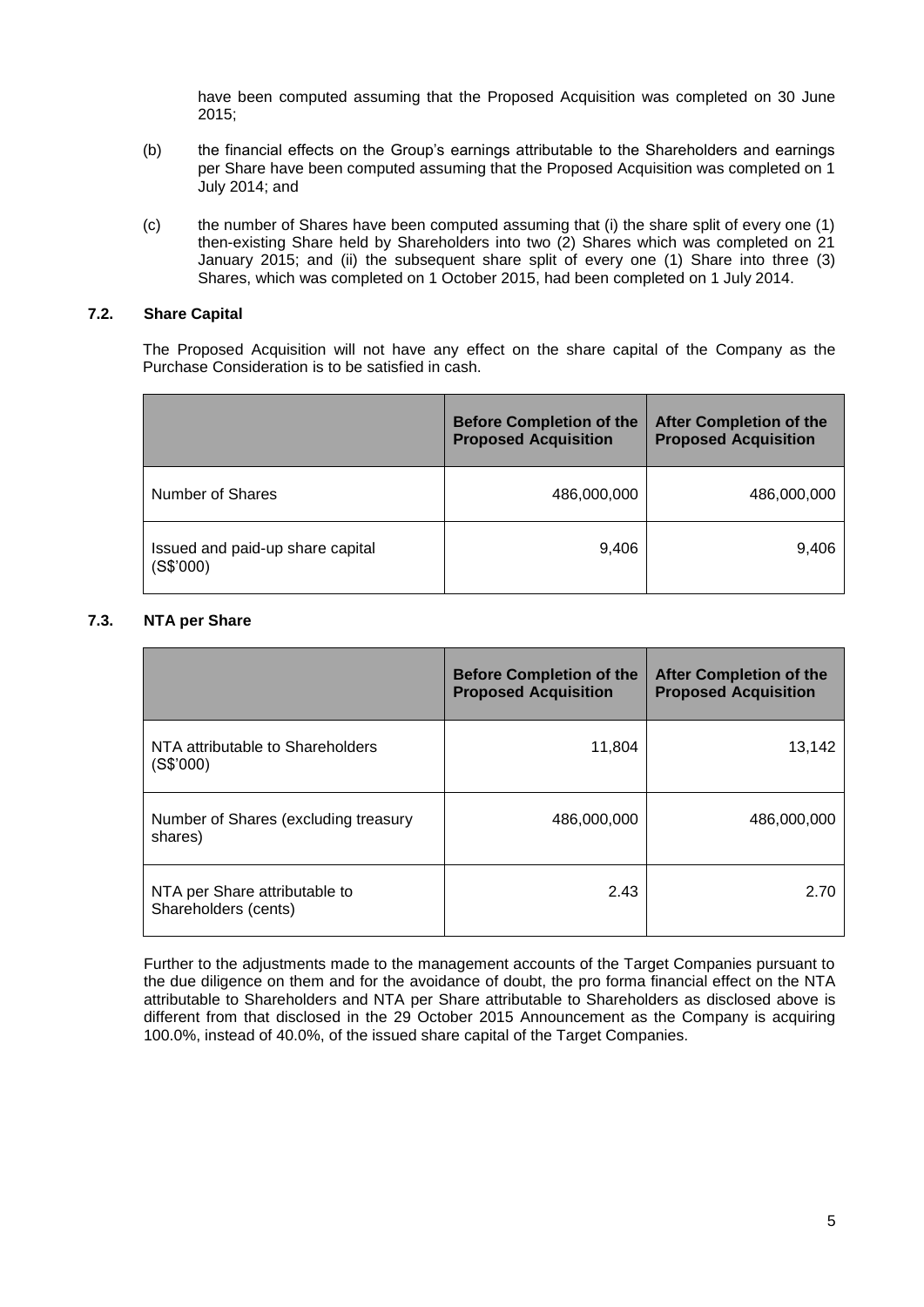have been computed assuming that the Proposed Acquisition was completed on 30 June 2015;

(b) the financial effects on the Group's earnings attributable to the Shareholders and earnings per Share have been computed assuming that the Proposed Acquisition was completed on 1 July 2014; and

(c) the number of Shares have been computed assuming that (i) the share split of every one (1) then-existing Share held by Shareholders into two (2) Shares which was completed on 21 January 2015; and (ii) the subsequent share split of every one (1) Share into three (3) Shares, which was completed on 1 October 2015, had been completed on 1 July 2014.

### 7.2. Share Capital

The Proposed Acquisition will not have any effect on the share capital of the Company as the Purchase Consideration is to be satisfied in cash.

| | Before Completion of the Proposed Acquisition | After Completion of the Proposed Acquisition |
|---|---|---|
| Number of Shares | 486,000,000 | 486,000,000 |
| Issued and paid-up share capital (S$'000) | 9,406 | 9,406 |

### 7.3. NTA per Share

| | Before Completion of the Proposed Acquisition | After Completion of the Proposed Acquisition |
|---|---|---|
| NTA attributable to Shareholders (S$'000) | 11,804 | 13,142 |
| Number of Shares (excluding treasury shares) | 486,000,000 | 486,000,000 |
| NTA per Share attributable to Shareholders (cents) | 2.43 | 2.70 |

Further to the adjustments made to the management accounts of the Target Companies pursuant to the due diligence on them and for the avoidance of doubt, the pro forma financial effect on the NTA attributable to Shareholders and NTA per Share attributable to Shareholders as disclosed above is different from that disclosed in the 29 October 2015 Announcement as the Company is acquiring 100.0%, instead of 40.0%, of the issued share capital of the Target Companies.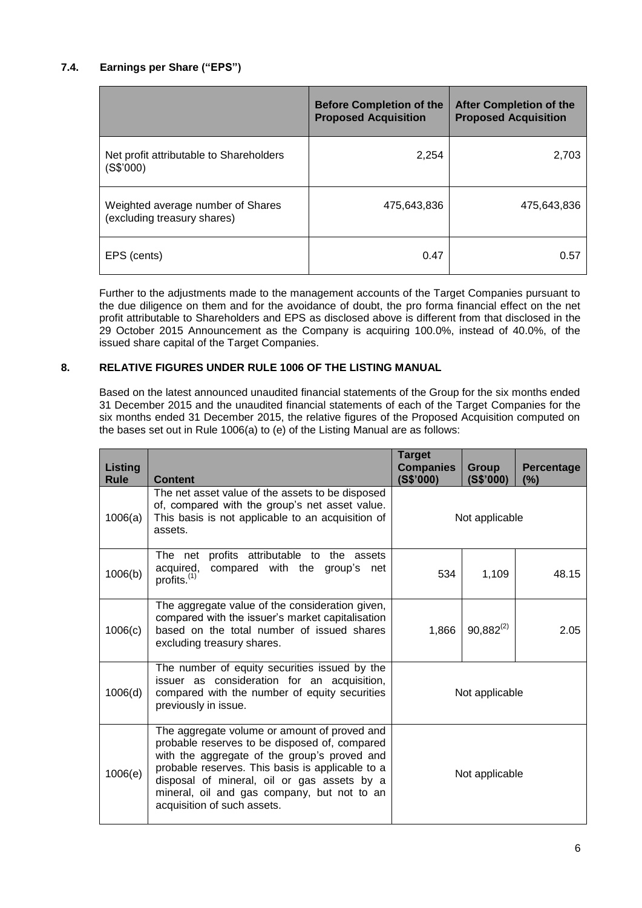### 7.4. Earnings per Share ("EPS")

| | Before Completion of the Proposed Acquisition | After Completion of the Proposed Acquisition |
|---|---|---|
| Net profit attributable to Shareholders (S$'000) | 2,254 | 2,703 |
| Weighted average number of Shares (excluding treasury shares) | 475,643,836 | 475,643,836 |
| EPS (cents) | 0.47 | 0.57 |

Further to the adjustments made to the management accounts of the Target Companies pursuant to the due diligence on them and for the avoidance of doubt, the pro forma financial effect on the net profit attributable to Shareholders and EPS as disclosed above is different from that disclosed in the 29 October 2015 Announcement as the Company is acquiring 100.0%, instead of 40.0%, of the issued share capital of the Target Companies.

## 8. RELATIVE FIGURES UNDER RULE 1006 OF THE LISTING MANUAL

Based on the latest announced unaudited financial statements of the Group for the six months ended 31 December 2015 and the unaudited financial statements of each of the Target Companies for the six months ended 31 December 2015, the relative figures of the Proposed Acquisition computed on the bases set out in Rule 1006(a) to (e) of the Listing Manual are as follows:

| Listing Rule | Content | Target Companies (S$'000) | Group (S$'000) | Percentage (%) |
|---|---|---|---|---|
| 1006(a) | The net asset value of the assets to be disposed of, compared with the group's net asset value. This basis is not applicable to an acquisition of assets. | Not applicable | | |
| 1006(b) | The net profits attributable to the assets acquired, compared with the group's net profits.[(1)] | 534 | 1,109 | 48.15 |
| 1006(c) | The aggregate value of the consideration given, compared with the issuer's market capitalisation based on the total number of issued shares excluding treasury shares. | 1,866 | 90,882[(2)] | 2.05 |
| 1006(d) | The number of equity securities issued by the issuer as consideration for an acquisition, compared with the number of equity securities previously in issue. | Not applicable | | |
| 1006(e) | The aggregate volume or amount of proved and probable reserves to be disposed of, compared with the aggregate of the group's proved and probable reserves. This basis is applicable to a disposal of mineral, oil or gas assets by a mineral, oil and gas company, but not to an acquisition of such assets. | Not applicable | | |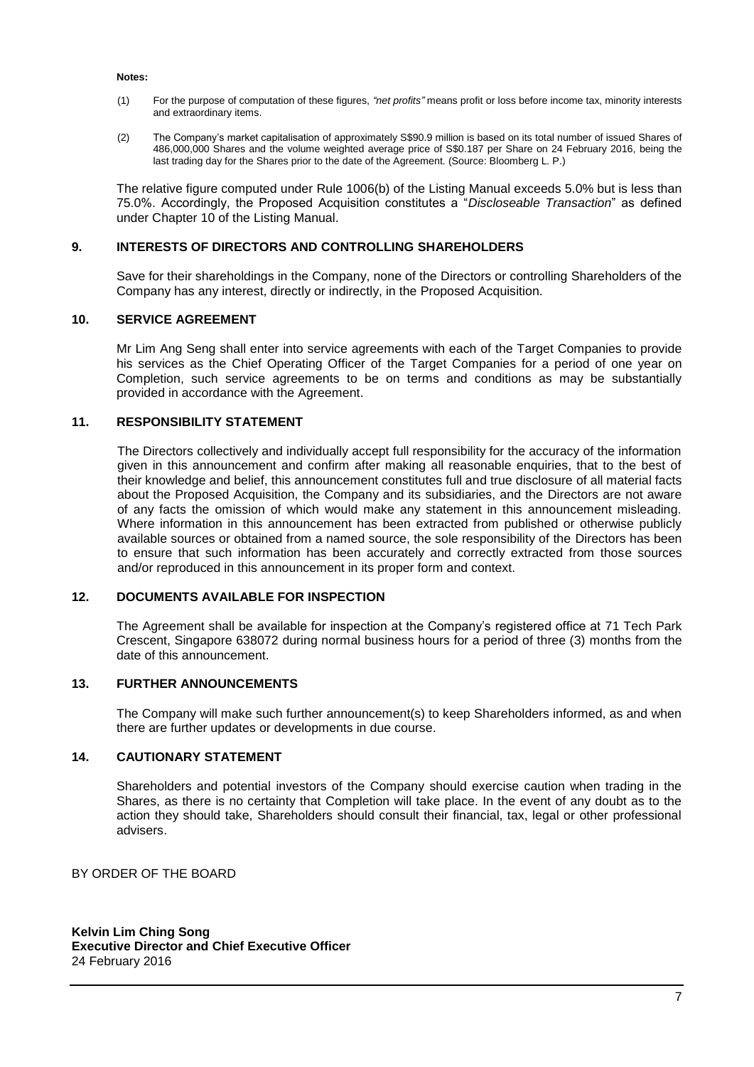**Notes:**

(1) For the purpose of computation of these figures, *"net profits"* means profit or loss before income tax, minority interests and extraordinary items.

(2) The Company's market capitalisation of approximately S$90.9 million is based on its total number of issued Shares of 486,000,000 Shares and the volume weighted average price of S$0.187 per Share on 24 February 2016, being the last trading day for the Shares prior to the date of the Agreement. (Source: Bloomberg L. P.)

The relative figure computed under Rule 1006(b) of the Listing Manual exceeds 5.0% but is less than 75.0%. Accordingly, the Proposed Acquisition constitutes a "*Discloseable Transaction*" as defined under Chapter 10 of the Listing Manual.

## 9. INTERESTS OF DIRECTORS AND CONTROLLING SHAREHOLDERS

Save for their shareholdings in the Company, none of the Directors or controlling Shareholders of the Company has any interest, directly or indirectly, in the Proposed Acquisition.

## 10. SERVICE AGREEMENT

Mr Lim Ang Seng shall enter into service agreements with each of the Target Companies to provide his services as the Chief Operating Officer of the Target Companies for a period of one year on Completion, such service agreements to be on terms and conditions as may be substantially provided in accordance with the Agreement.

## 11. RESPONSIBILITY STATEMENT

The Directors collectively and individually accept full responsibility for the accuracy of the information given in this announcement and confirm after making all reasonable enquiries, that to the best of their knowledge and belief, this announcement constitutes full and true disclosure of all material facts about the Proposed Acquisition, the Company and its subsidiaries, and the Directors are not aware of any facts the omission of which would make any statement in this announcement misleading. Where information in this announcement has been extracted from published or otherwise publicly available sources or obtained from a named source, the sole responsibility of the Directors has been to ensure that such information has been accurately and correctly extracted from those sources and/or reproduced in this announcement in its proper form and context.

## 12. DOCUMENTS AVAILABLE FOR INSPECTION

The Agreement shall be available for inspection at the Company's registered office at 71 Tech Park Crescent, Singapore 638072 during normal business hours for a period of three (3) months from the date of this announcement.

## 13. FURTHER ANNOUNCEMENTS

The Company will make such further announcement(s) to keep Shareholders informed, as and when there are further updates or developments in due course.

## 14. CAUTIONARY STATEMENT

Shareholders and potential investors of the Company should exercise caution when trading in the Shares, as there is no certainty that Completion will take place. In the event of any doubt as to the action they should take, Shareholders should consult their financial, tax, legal or other professional advisers.

BY ORDER OF THE BOARD

**Kelvin Lim Ching Song**
**Executive Director and Chief Executive Officer**
24 February 2016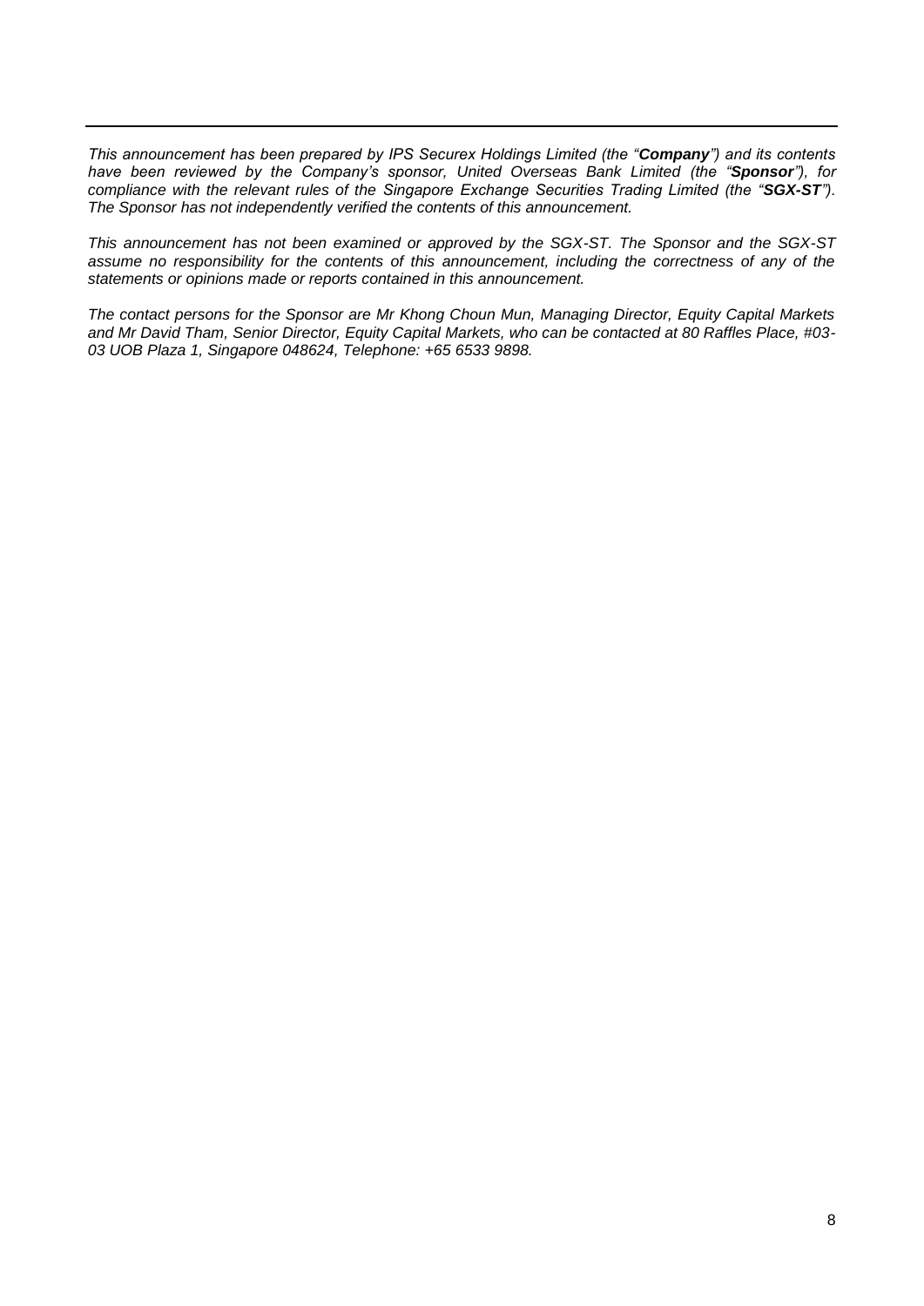---

*This announcement has been prepared by IPS Securex Holdings Limited (the "**Company**") and its contents have been reviewed by the Company's sponsor, United Overseas Bank Limited (the "**Sponsor**"), for compliance with the relevant rules of the Singapore Exchange Securities Trading Limited (the "**SGX-ST**"). The Sponsor has not independently verified the contents of this announcement.*

*This announcement has not been examined or approved by the SGX-ST. The Sponsor and the SGX-ST assume no responsibility for the contents of this announcement, including the correctness of any of the statements or opinions made or reports contained in this announcement.*

*The contact persons for the Sponsor are Mr Khong Choun Mun, Managing Director, Equity Capital Markets and Mr David Tham, Senior Director, Equity Capital Markets, who can be contacted at 80 Raffles Place, #03-03 UOB Plaza 1, Singapore 048624, Telephone: +65 6533 9898.*